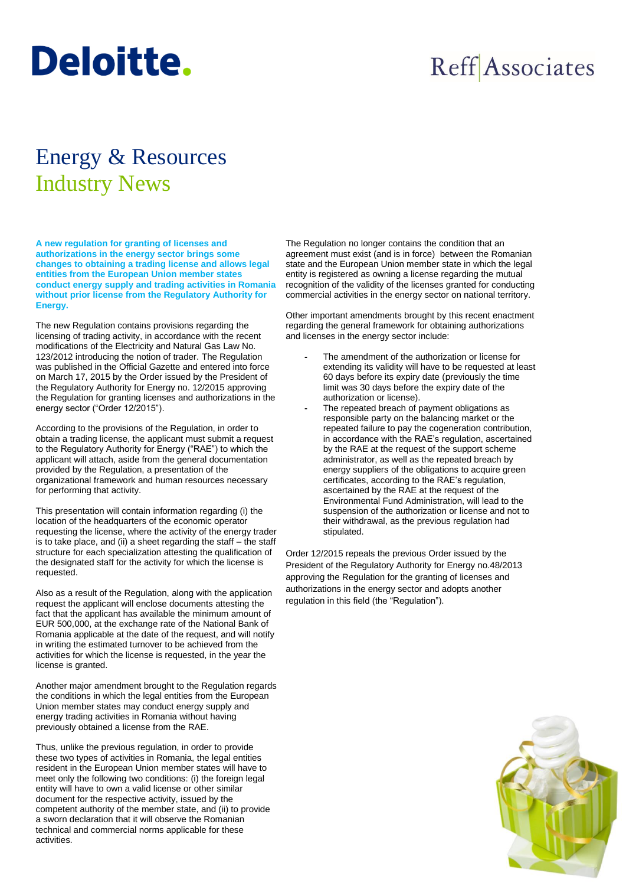Deloitte.

Reff Associates

# Energy & Resources
## Industry News

**A new regulation for granting of licenses and authorizations in the energy sector brings some changes to obtaining a trading license and allows legal entities from the European Union member states conduct energy supply and trading activities in Romania without prior license from the Regulatory Authority for Energy.**

The new Regulation contains provisions regarding the licensing of trading activity, in accordance with the recent modifications of the Electricity and Natural Gas Law No. 123/2012 introducing the notion of trader. The Regulation was published in the Official Gazette and entered into force on March 17, 2015 by the Order issued by the President of the Regulatory Authority for Energy no. 12/2015 approving the Regulation for granting licenses and authorizations in the energy sector ("Order 12/2015").

According to the provisions of the Regulation, in order to obtain a trading license, the applicant must submit a request to the Regulatory Authority for Energy ("RAE") to which the applicant will attach, aside from the general documentation provided by the Regulation, a presentation of the organizational framework and human resources necessary for performing that activity.

This presentation will contain information regarding (i) the location of the headquarters of the economic operator requesting the license, where the activity of the energy trader is to take place, and (ii) a sheet regarding the staff – the staff structure for each specialization attesting the qualification of the designated staff for the activity for which the license is requested.

Also as a result of the Regulation, along with the application request the applicant will enclose documents attesting the fact that the applicant has available the minimum amount of EUR 500,000, at the exchange rate of the National Bank of Romania applicable at the date of the request, and will notify in writing the estimated turnover to be achieved from the activities for which the license is requested, in the year the license is granted.

Another major amendment brought to the Regulation regards the conditions in which the legal entities from the European Union member states may conduct energy supply and energy trading activities in Romania without having previously obtained a license from the RAE.

Thus, unlike the previous regulation, in order to provide these two types of activities in Romania, the legal entities resident in the European Union member states will have to meet only the following two conditions: (i) the foreign legal entity will have to own a valid license or other similar document for the respective activity, issued by the competent authority of the member state, and (ii) to provide a sworn declaration that it will observe the Romanian technical and commercial norms applicable for these activities.

The Regulation no longer contains the condition that an agreement must exist (and is in force) between the Romanian state and the European Union member state in which the legal entity is registered as owning a license regarding the mutual recognition of the validity of the licenses granted for conducting commercial activities in the energy sector on national territory.

Other important amendments brought by this recent enactment regarding the general framework for obtaining authorizations and licenses in the energy sector include:

- The amendment of the authorization or license for extending its validity will have to be requested at least 60 days before its expiry date (previously the time limit was 30 days before the expiry date of the authorization or license).
- The repeated breach of payment obligations as responsible party on the balancing market or the repeated failure to pay the cogeneration contribution, in accordance with the RAE's regulation, ascertained by the RAE at the request of the support scheme administrator, as well as the repeated breach by energy suppliers of the obligations to acquire green certificates, according to the RAE's regulation, ascertained by the RAE at the request of the Environmental Fund Administration, will lead to the suspension of the authorization or license and not to their withdrawal, as the previous regulation had stipulated.

Order 12/2015 repeals the previous Order issued by the President of the Regulatory Authority for Energy no.48/2013 approving the Regulation for the granting of licenses and authorizations in the energy sector and adopts another regulation in this field (the "Regulation").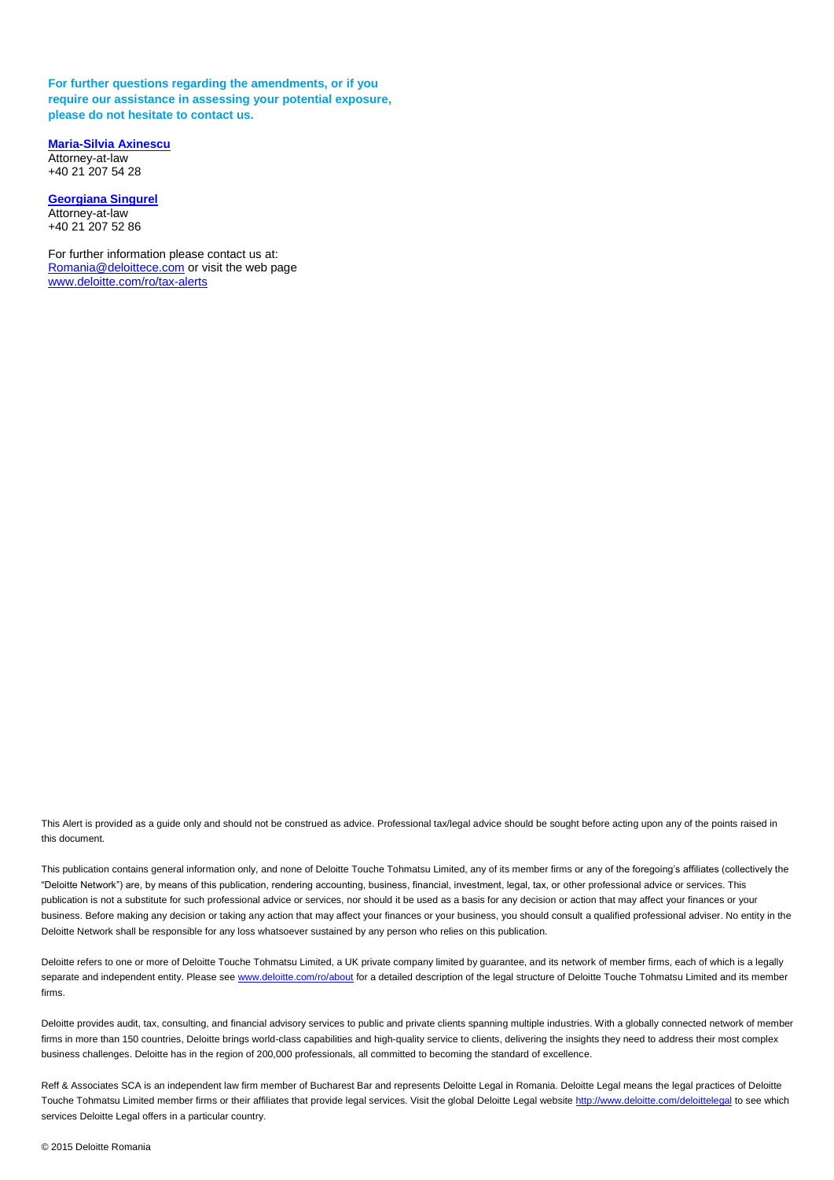**For further questions regarding the amendments, or if you require our assistance in assessing your potential exposure, please do not hesitate to contact us.**

**Maria-Silvia Axinescu**
Attorney-at-law
+40 21 207 54 28

**Georgiana Singurel**
Attorney-at-law
+40 21 207 52 86

For further information please contact us at:
Romania@deloittece.com or visit the web page
www.deloitte.com/ro/tax-alerts

This Alert is provided as a guide only and should not be construed as advice. Professional tax/legal advice should be sought before acting upon any of the points raised in this document.

This publication contains general information only, and none of Deloitte Touche Tohmatsu Limited, any of its member firms or any of the foregoing's affiliates (collectively the "Deloitte Network") are, by means of this publication, rendering accounting, business, financial, investment, legal, tax, or other professional advice or services. This publication is not a substitute for such professional advice or services, nor should it be used as a basis for any decision or action that may affect your finances or your business. Before making any decision or taking any action that may affect your finances or your business, you should consult a qualified professional adviser. No entity in the Deloitte Network shall be responsible for any loss whatsoever sustained by any person who relies on this publication.

Deloitte refers to one or more of Deloitte Touche Tohmatsu Limited, a UK private company limited by guarantee, and its network of member firms, each of which is a legally separate and independent entity. Please see www.deloitte.com/ro/about for a detailed description of the legal structure of Deloitte Touche Tohmatsu Limited and its member firms.

Deloitte provides audit, tax, consulting, and financial advisory services to public and private clients spanning multiple industries. With a globally connected network of member firms in more than 150 countries, Deloitte brings world-class capabilities and high-quality service to clients, delivering the insights they need to address their most complex business challenges. Deloitte has in the region of 200,000 professionals, all committed to becoming the standard of excellence.

Reff & Associates SCA is an independent law firm member of Bucharest Bar and represents Deloitte Legal in Romania. Deloitte Legal means the legal practices of Deloitte Touche Tohmatsu Limited member firms or their affiliates that provide legal services. Visit the global Deloitte Legal website http://www.deloitte.com/deloittelegal to see which services Deloitte Legal offers in a particular country.

© 2015 Deloitte Romania